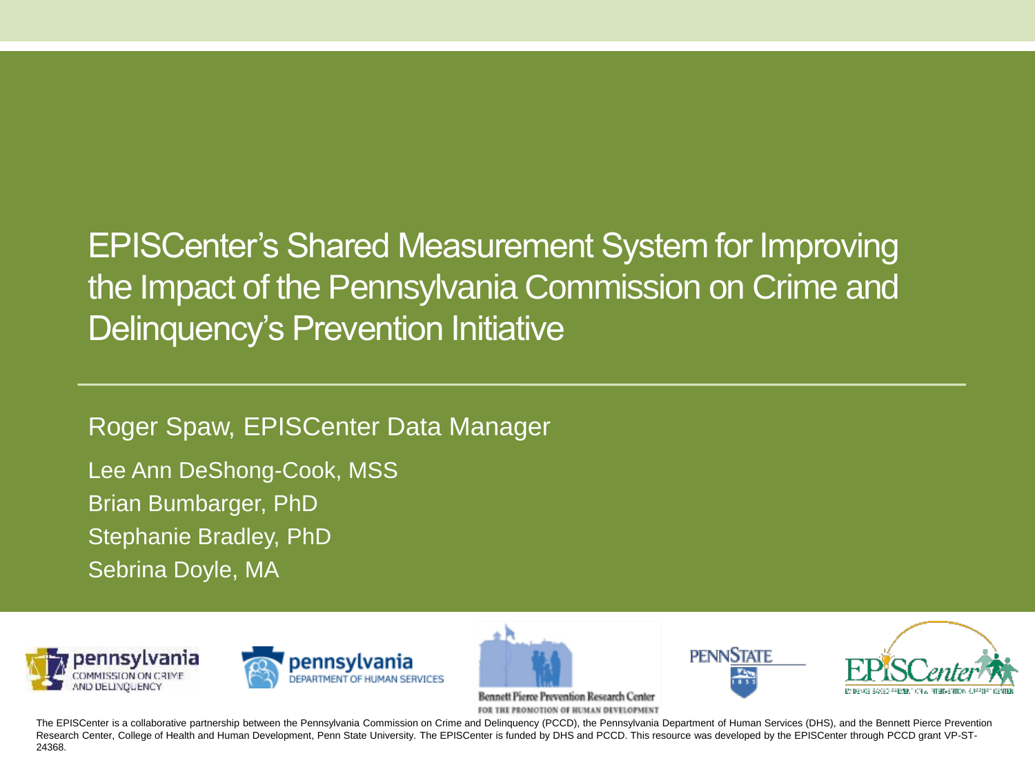# EPISCenter's Shared Measurement System for Improving the Impact of the Pennsylvania Commission on Crime and Delinquency's Prevention Initiative

Roger Spaw, EPISCenter Data Manager

Lee Ann DeShong-Cook, MSS

Brian Bumbarger, PhD

Stephanie Bradley, PhD

Sebrina Doyle, MA

The EPISCenter is a collaborative partnership between the Pennsylvania Commission on Crime and Delinquency (PCCD), the Pennsylvania Department of Human Services (DHS), and the Bennett Pierce Prevention Research Center, College of Health and Human Development, Penn State University. The EPISCenter is funded by DHS and PCCD. This resource was developed by the EPISCenter through PCCD grant VP-ST-24368.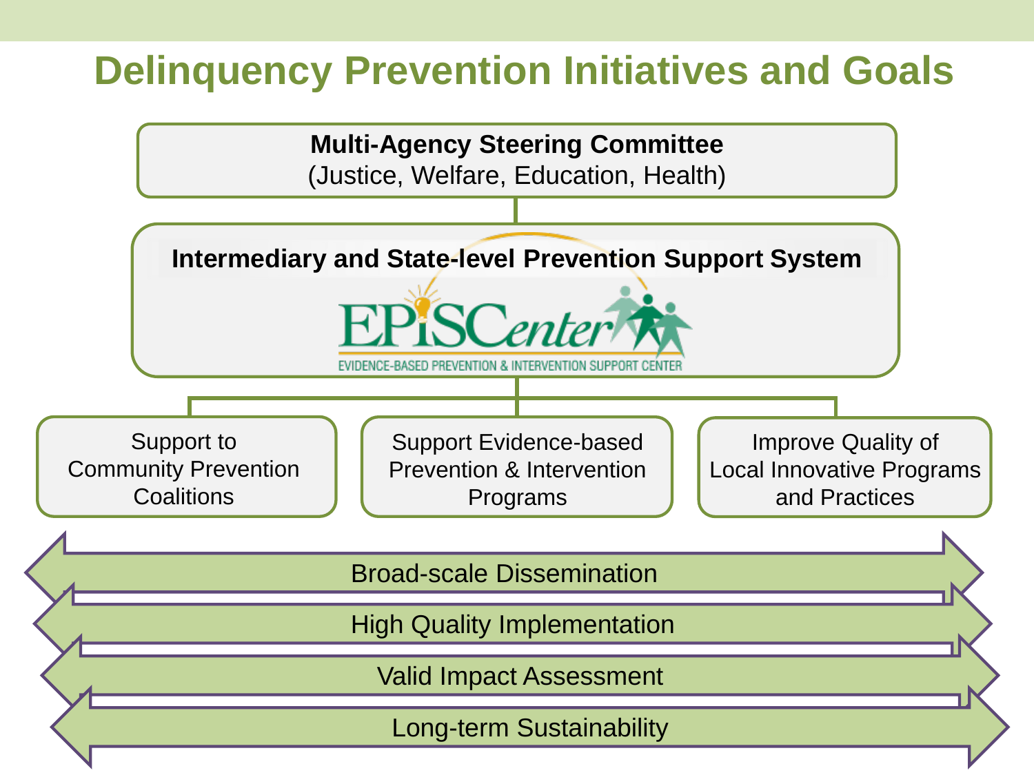# Delinquency Prevention Initiatives and Goals

**Multi-Agency Steering Committee**
(Justice, Welfare, Education, Health)

**Intermediary and State-level Prevention Support System**

EPISCenter
EVIDENCE-BASED PREVENTION & INTERVENTION SUPPORT CENTER

- Support to Community Prevention Coalitions
- Support Evidence-based Prevention & Intervention Programs
- Improve Quality of Local Innovative Programs and Practices

Broad-scale Dissemination

High Quality Implementation

Valid Impact Assessment

Long-term Sustainability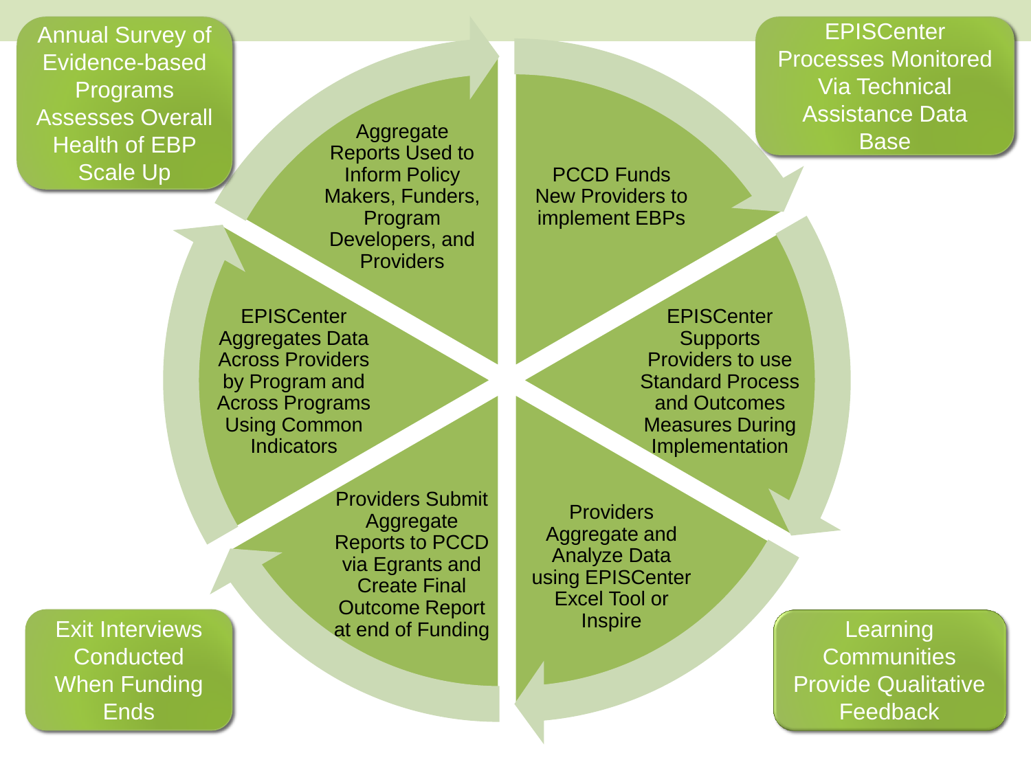Annual Survey of Evidence-based Programs Assesses Overall Health of EBP Scale Up

EPISCenter Processes Monitored Via Technical Assistance Data Base

PCCD Funds New Providers to implement EBPs

EPISCenter Supports Providers to use Standard Process and Outcomes Measures During Implementation

Providers Aggregate and Analyze Data using EPISCenter Excel Tool or Inspire

Providers Submit Aggregate Reports to PCCD via Egrants and Create Final Outcome Report at end of Funding

EPISCenter Aggregates Data Across Providers by Program and Across Programs Using Common Indicators

Aggregate Reports Used to Inform Policy Makers, Funders, Program Developers, and Providers

Learning Communities Provide Qualitative Feedback

Exit Interviews Conducted When Funding Ends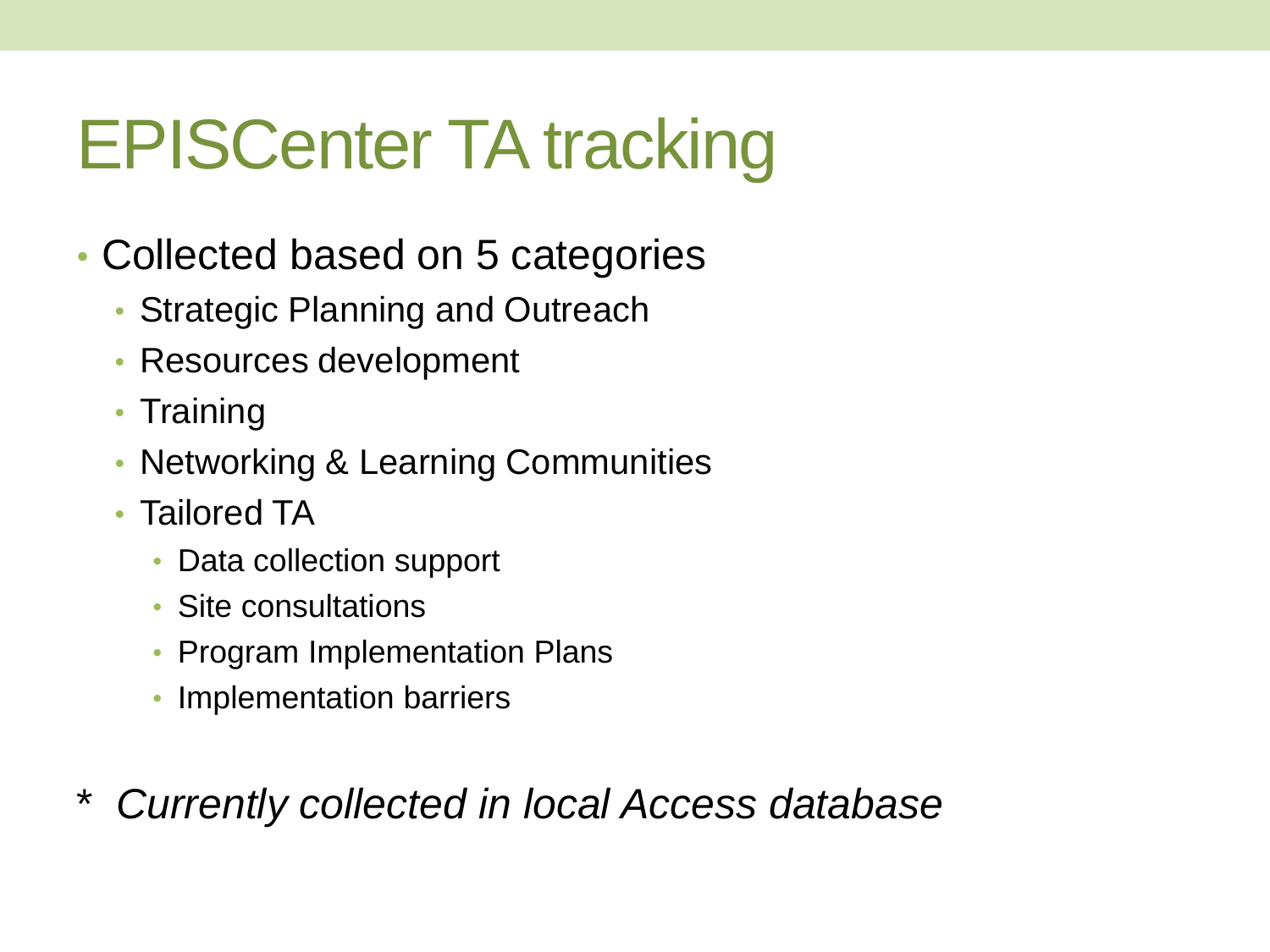# EPISCenter TA tracking

- Collected based on 5 categories
  - Strategic Planning and Outreach
  - Resources development
  - Training
  - Networking & Learning Communities
  - Tailored TA
    - Data collection support
    - Site consultations
    - Program Implementation Plans
    - Implementation barriers

*\* Currently collected in local Access database*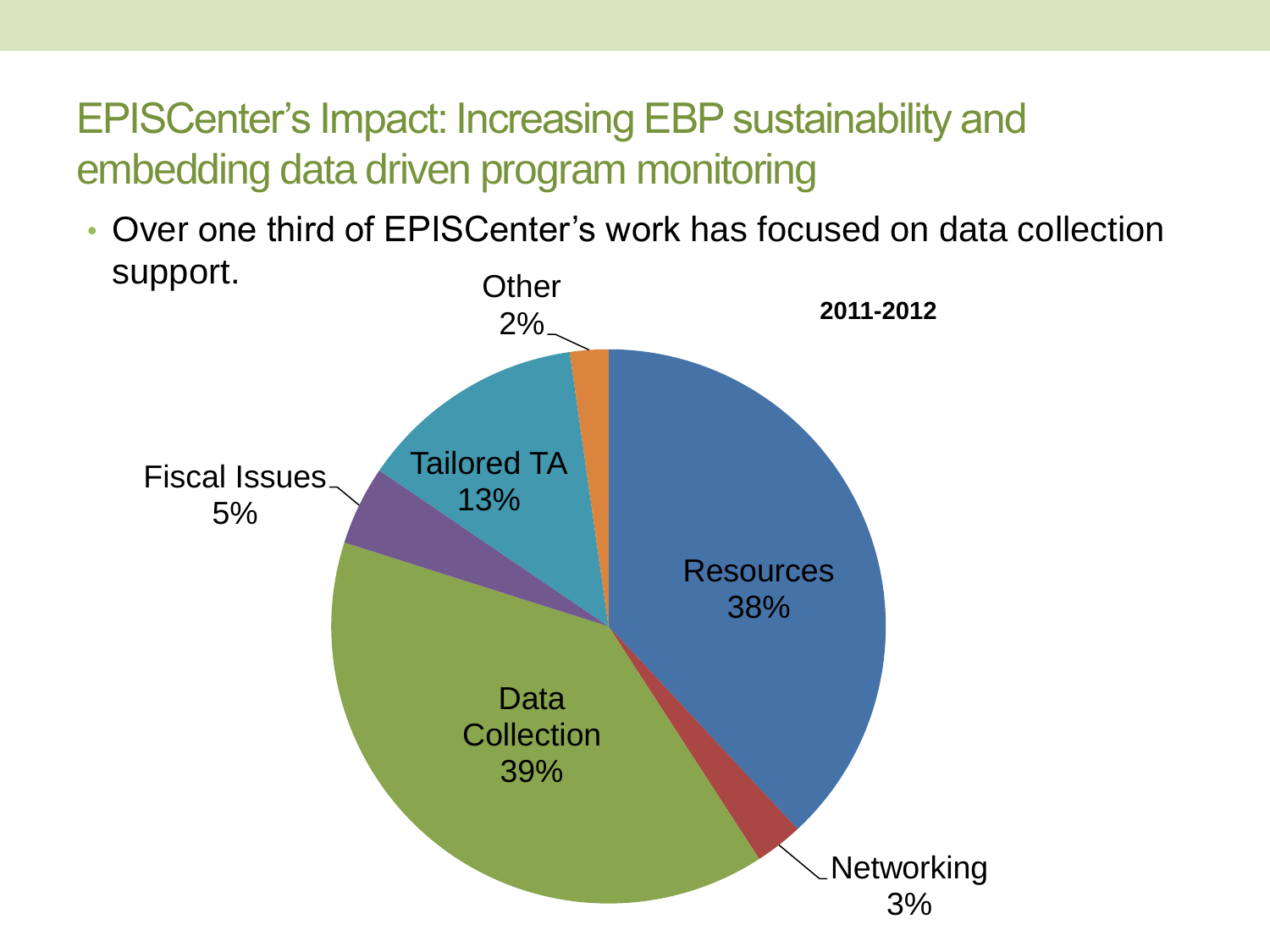# EPISCenter's Impact: Increasing EBP sustainability and embedding data driven program monitoring

- Over one third of EPISCenter's work has focused on data collection support.

**2011-2012**

| Category | Percentage |
| --- | --- |
| Resources | 38% |
| Networking | 3% |
| Data Collection | 39% |
| Fiscal Issues | 5% |
| Tailored TA | 13% |
| Other | 2% |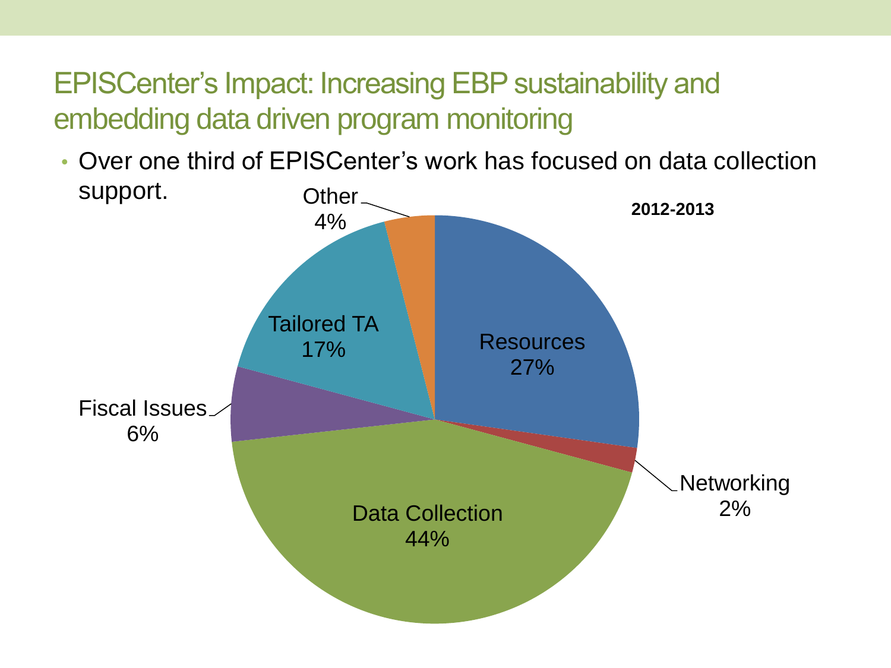# EPISCenter's Impact: Increasing EBP sustainability and embedding data driven program monitoring

- Over one third of EPISCenter's work has focused on data collection support.

**2012-2013**

| Category | Percentage |
| --- | --- |
| Data Collection | 44% |
| Resources | 27% |
| Tailored TA | 17% |
| Fiscal Issues | 6% |
| Other | 4% |
| Networking | 2% |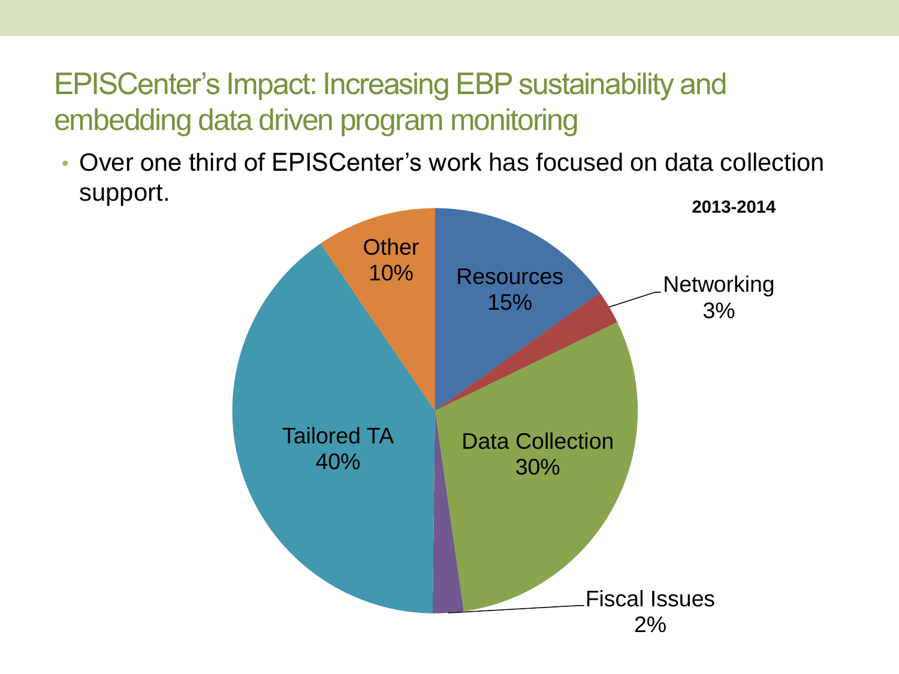## EPISCenter's Impact: Increasing EBP sustainability and embedding data driven program monitoring

- Over one third of EPISCenter's work has focused on data collection support.

**2013-2014**

| Category | Percentage |
|---|---|
| Resources | 15% |
| Networking | 3% |
| Data Collection | 30% |
| Fiscal Issues | 2% |
| Tailored TA | 40% |
| Other | 10% |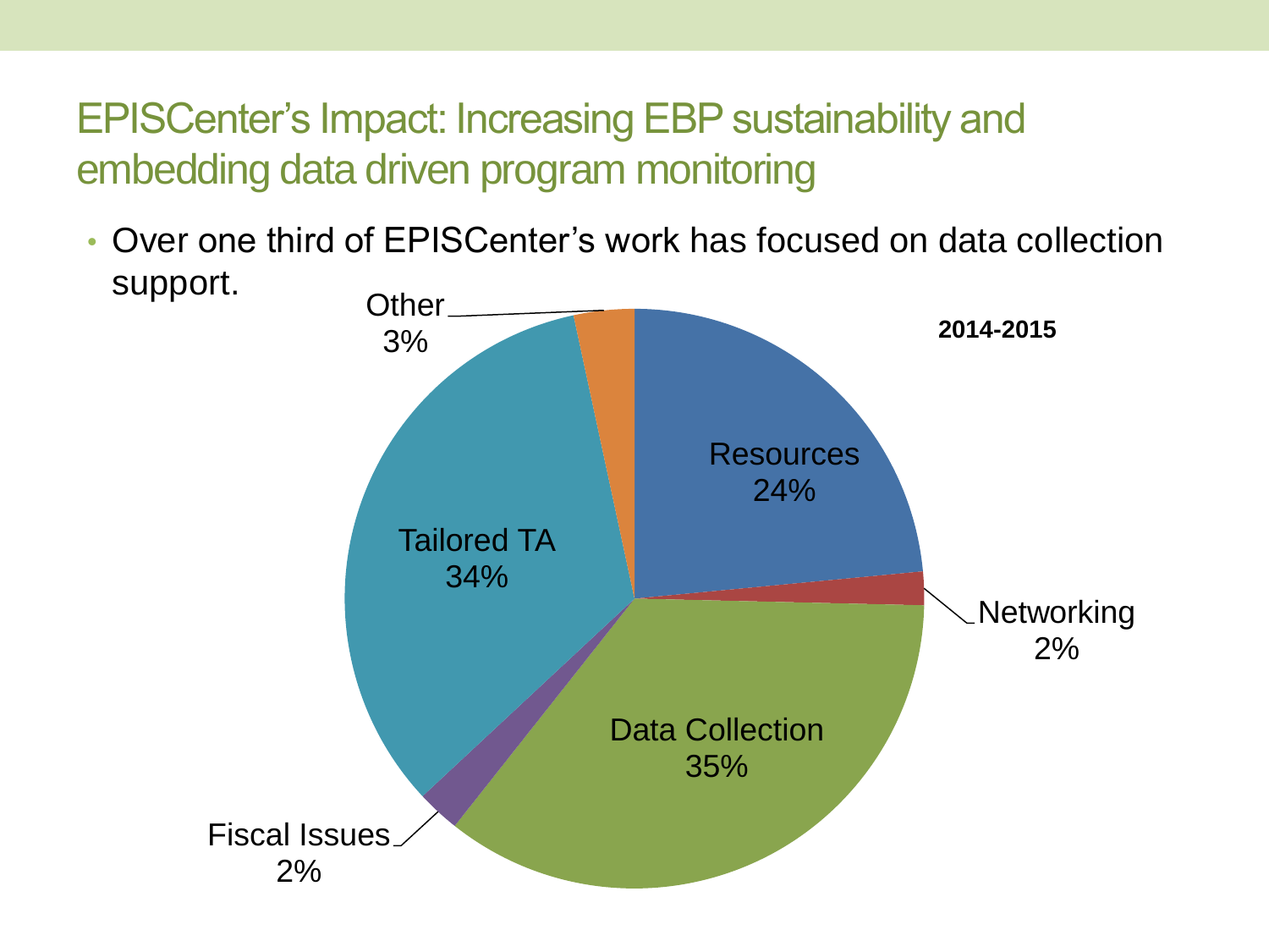# EPISCenter's Impact: Increasing EBP sustainability and embedding data driven program monitoring

- Over one third of EPISCenter's work has focused on data collection support.

**2014-2015**

| Category | Percent |
| --- | --- |
| Resources | 24% |
| Networking | 2% |
| Data Collection | 35% |
| Fiscal Issues | 2% |
| Tailored TA | 34% |
| Other | 3% |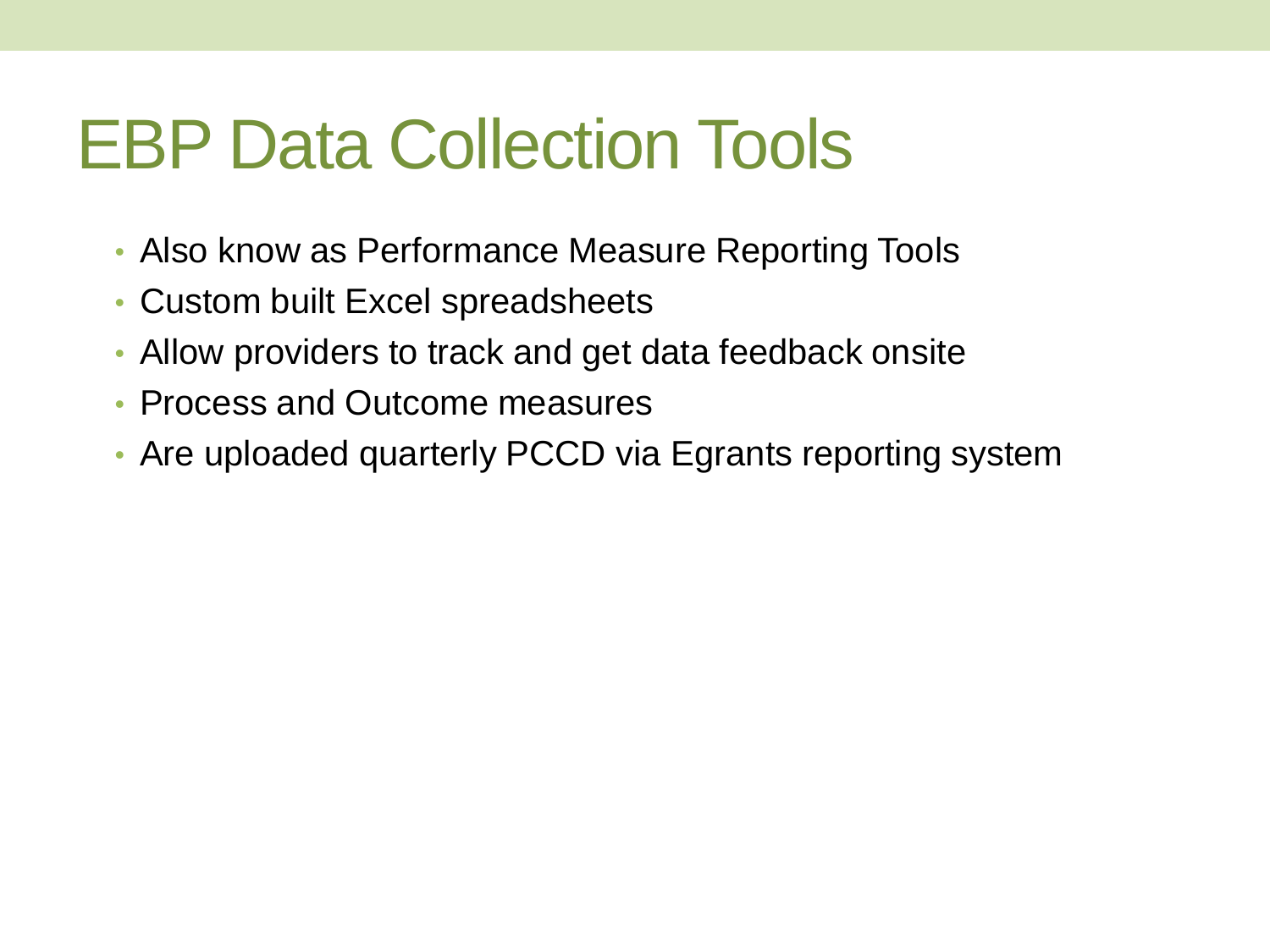# EBP Data Collection Tools

- Also know as Performance Measure Reporting Tools
- Custom built Excel spreadsheets
- Allow providers to track and get data feedback onsite
- Process and Outcome measures
- Are uploaded quarterly PCCD via Egrants reporting system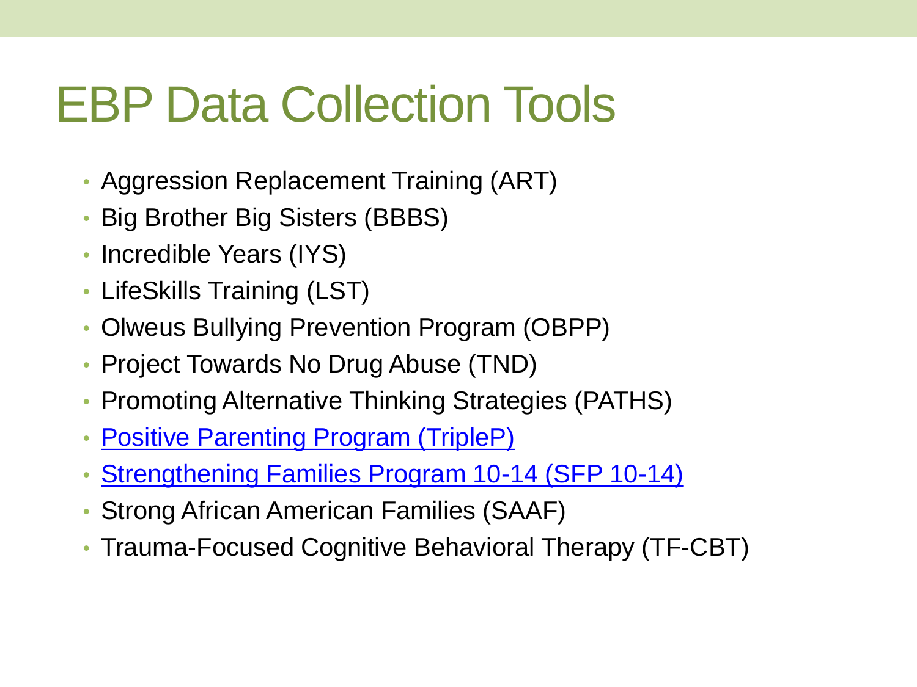# EBP Data Collection Tools

- Aggression Replacement Training (ART)
- Big Brother Big Sisters (BBBS)
- Incredible Years (IYS)
- LifeSkills Training (LST)
- Olweus Bullying Prevention Program (OBPP)
- Project Towards No Drug Abuse (TND)
- Promoting Alternative Thinking Strategies (PATHS)
- Positive Parenting Program (TripleP)
- Strengthening Families Program 10-14 (SFP 10-14)
- Strong African American Families (SAAF)
- Trauma-Focused Cognitive Behavioral Therapy (TF-CBT)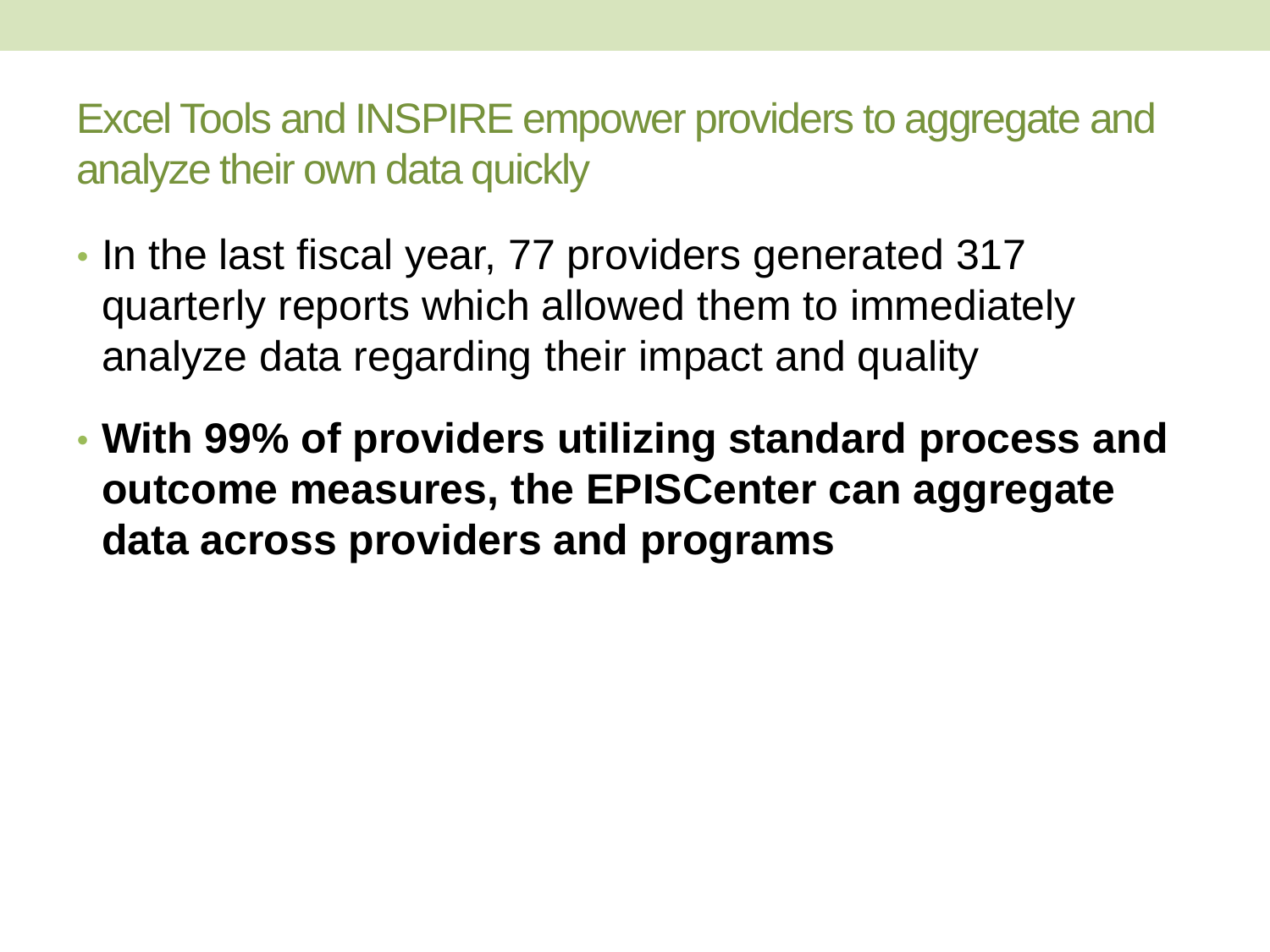## Excel Tools and INSPIRE empower providers to aggregate and analyze their own data quickly

- In the last fiscal year, 77 providers generated 317 quarterly reports which allowed them to immediately analyze data regarding their impact and quality
- **With 99% of providers utilizing standard process and outcome measures, the EPISCenter can aggregate data across providers and programs**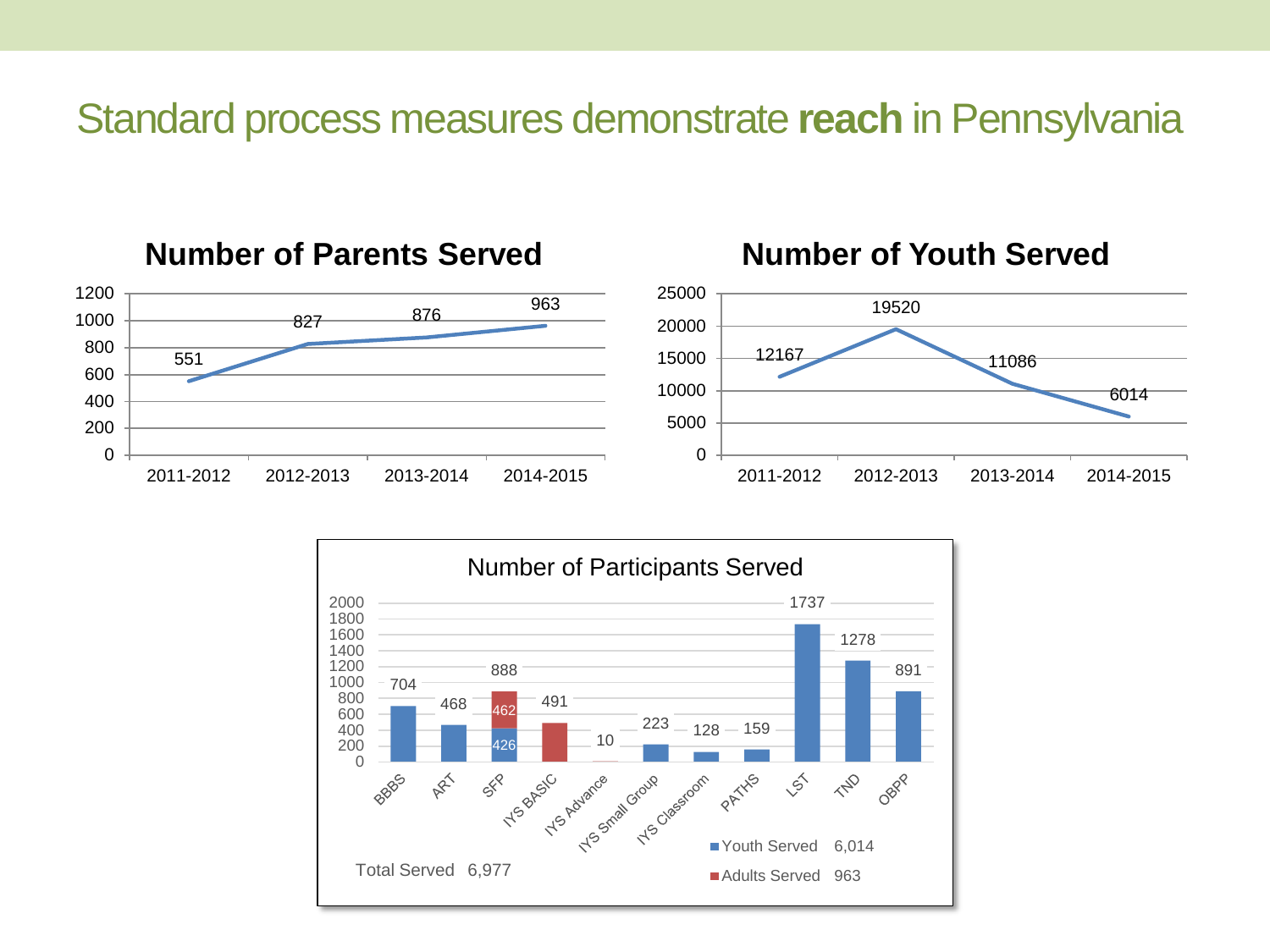# Standard process measures demonstrate **reach** in Pennsylvania

## Number of Parents Served

| Year | Parents Served |
| --- | --- |
| 2011-2012 | 551 |
| 2012-2013 | 827 |
| 2013-2014 | 876 |
| 2014-2015 | 963 |

## Number of Youth Served

| Year | Youth Served |
| --- | --- |
| 2011-2012 | 12167 |
| 2012-2013 | 19520 |
| 2013-2014 | 11086 |
| 2014-2015 | 6014 |

## Number of Participants Served

| Program | Youth Served | Adults Served | Total |
| --- | --- | --- | --- |
| BBBS | 704 | | 704 |
| ART | 468 | | 468 |
| SFP | 426 | 462 | 888 |
| IYS BASIC | | 491 | 491 |
| IYS Advance | 10 | | 10 |
| IYS Small Group | 223 | | 223 |
| IYS Classroom | 128 | | 128 |
| PATHS | 159 | | 159 |
| LST | 1737 | | 1737 |
| TND | 1278 | | 1278 |
| OBPP | 891 | | 891 |

Youth Served 6,014

Adults Served 963

Total Served 6,977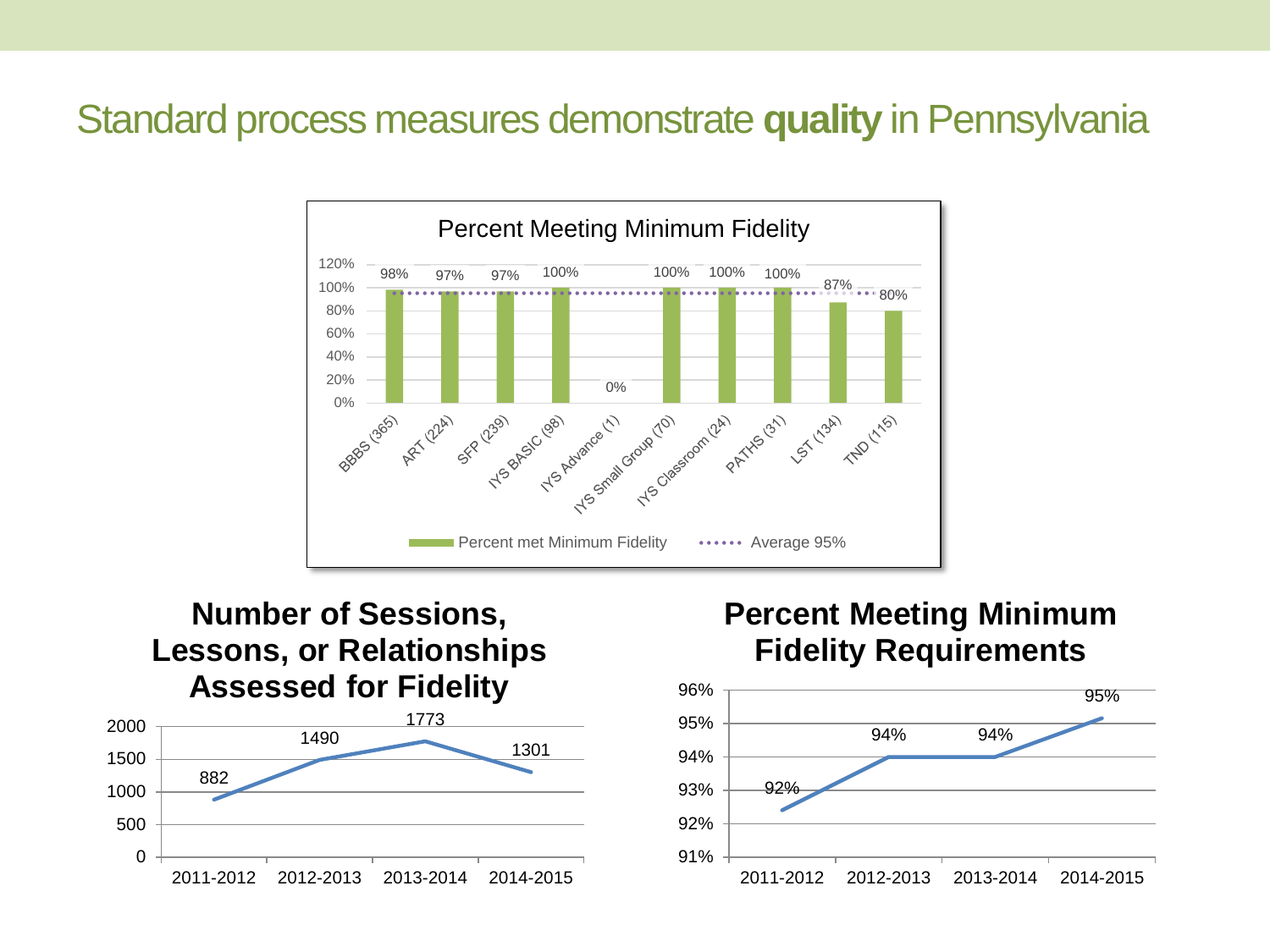# Standard process measures demonstrate **quality** in Pennsylvania

**Percent Meeting Minimum Fidelity**

| Program | Percent met Minimum Fidelity |
| --- | --- |
| BBBS (365) | 98% |
| ART (224) | 97% |
| SFP (239) | 97% |
| IYS BASIC (98) | 100% |
| IYS Advance (1) | 0% |
| IYS Small Group (70) | 100% |
| IYS Classroom (24) | 100% |
| PATHS (31) | 100% |
| LST (134) | 87% |
| TND (115) | 80% |

Average 95%

**Number of Sessions, Lessons, or Relationships Assessed for Fidelity**

| 2011-2012 | 2012-2013 | 2013-2014 | 2014-2015 |
| --- | --- | --- | --- |
| 882 | 1490 | 1773 | 1301 |

**Percent Meeting Minimum Fidelity Requirements**

| 2011-2012 | 2012-2013 | 2013-2014 | 2014-2015 |
| --- | --- | --- | --- |
| 92% | 94% | 94% | 95% |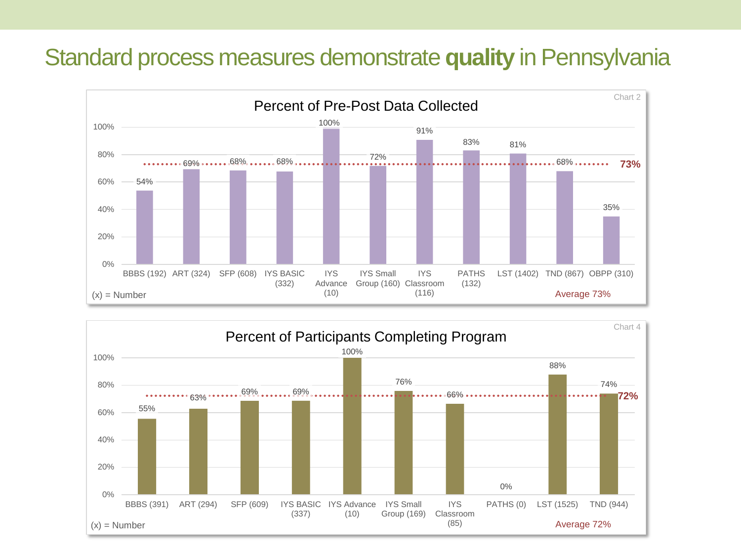# Standard process measures demonstrate **quality** in Pennsylvania

Chart 2

**Percent of Pre-Post Data Collected**

| Program | Percent |
| --- | --- |
| BBBS (192) | 54% |
| ART (324) | 69% |
| SFP (608) | 68% |
| IYS BASIC (332) | 68% |
| IYS Advance (10) | 100% |
| IYS Small Group (160) | 72% |
| IYS Classroom (116) | 91% |
| PATHS (132) | 83% |
| LST (1402) | 81% |
| TND (867) | 68% |
| OBPP (310) | 35% |

(x) = Number

Average 73%

Chart 4

**Percent of Participants Completing Program**

| Program | Percent |
| --- | --- |
| BBBS (391) | 55% |
| ART (294) | 63% |
| SFP (609) | 69% |
| IYS BASIC (337) | 69% |
| IYS Advance (10) | 100% |
| IYS Small Group (169) | 76% |
| IYS Classroom (85) | 66% |
| PATHS (0) | 0% |
| LST (1525) | 88% |
| TND (944) | 74% |

(x) = Number

Average 72%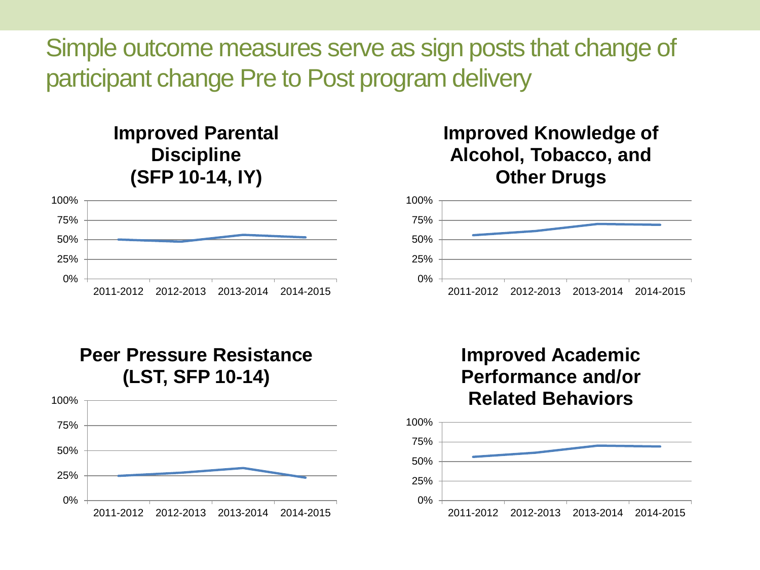# Simple outcome measures serve as sign posts that change of participant change Pre to Post program delivery

**Improved Parental Discipline (SFP 10-14, IY)**

100%
75%
50%
25%
0%

2011-2012 2012-2013 2013-2014 2014-2015

**Improved Knowledge of Alcohol, Tobacco, and Other Drugs**

100%
75%
50%
25%
0%

2011-2012 2012-2013 2013-2014 2014-2015

**Peer Pressure Resistance (LST, SFP 10-14)**

100%
75%
50%
25%
0%

2011-2012 2012-2013 2013-2014 2014-2015

**Improved Academic Performance and/or Related Behaviors**

100%
75%
50%
25%
0%

2011-2012 2012-2013 2013-2014 2014-2015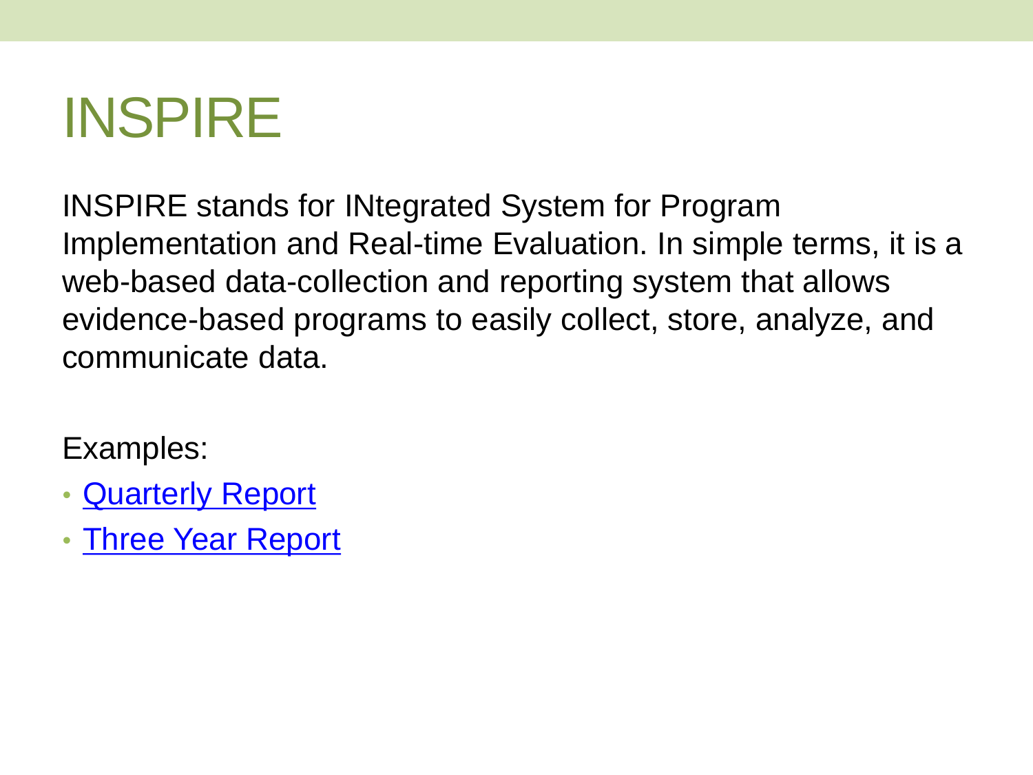# INSPIRE

INSPIRE stands for INtegrated System for Program Implementation and Real-time Evaluation. In simple terms, it is a web-based data-collection and reporting system that allows evidence-based programs to easily collect, store, analyze, and communicate data.

Examples:

- Quarterly Report
- Three Year Report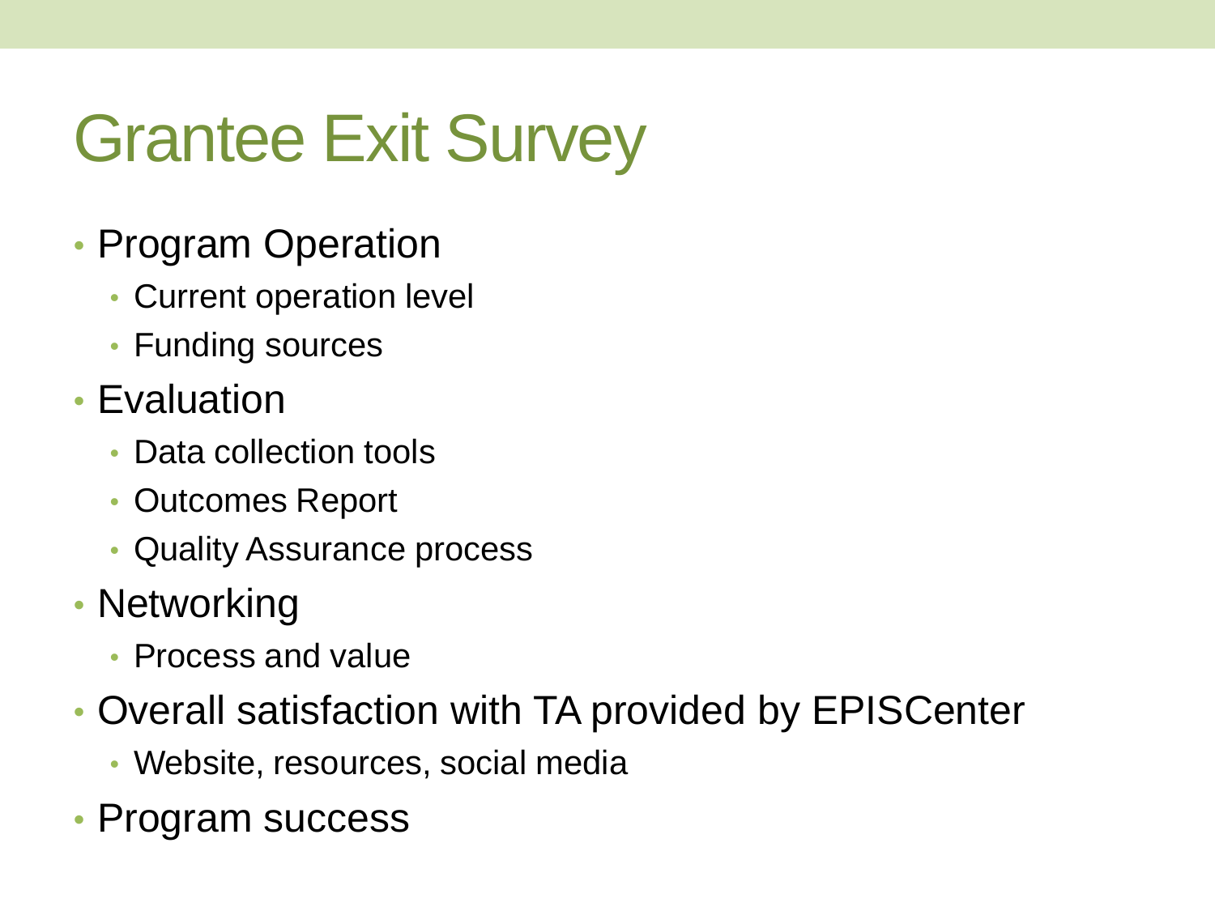# Grantee Exit Survey

- Program Operation
  - Current operation level
  - Funding sources
- Evaluation
  - Data collection tools
  - Outcomes Report
  - Quality Assurance process
- Networking
  - Process and value
- Overall satisfaction with TA provided by EPISCenter
  - Website, resources, social media
- Program success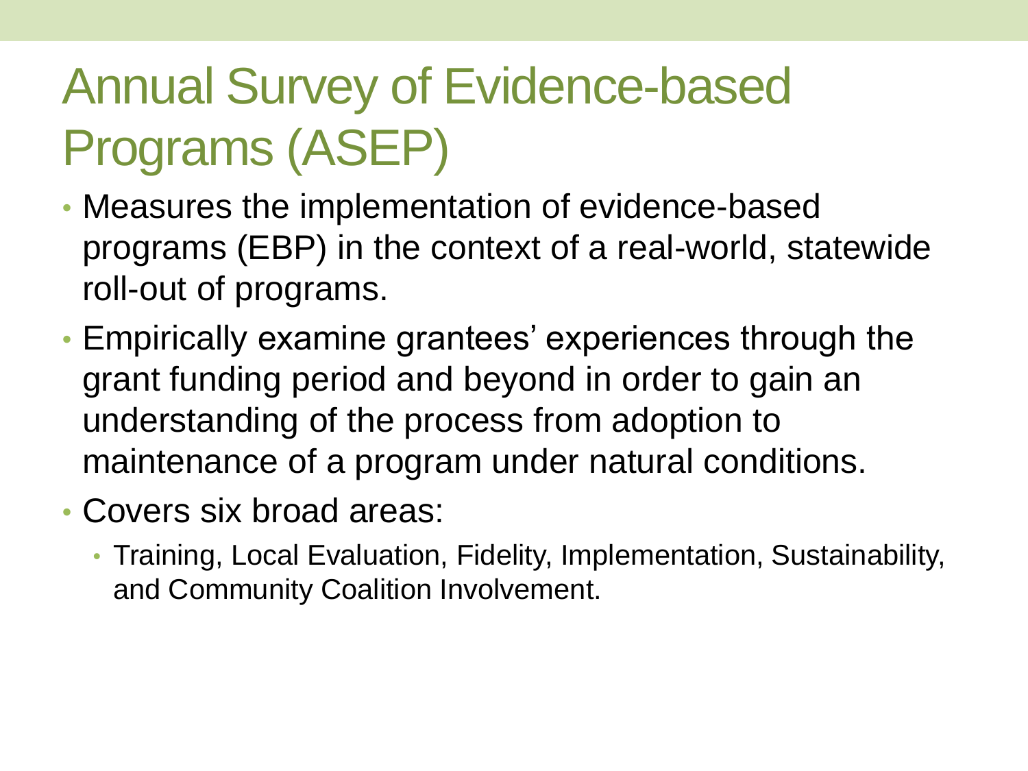# Annual Survey of Evidence-based Programs (ASEP)

- Measures the implementation of evidence-based programs (EBP) in the context of a real-world, statewide roll-out of programs.
- Empirically examine grantees' experiences through the grant funding period and beyond in order to gain an understanding of the process from adoption to maintenance of a program under natural conditions.
- Covers six broad areas:
  - Training, Local Evaluation, Fidelity, Implementation, Sustainability, and Community Coalition Involvement.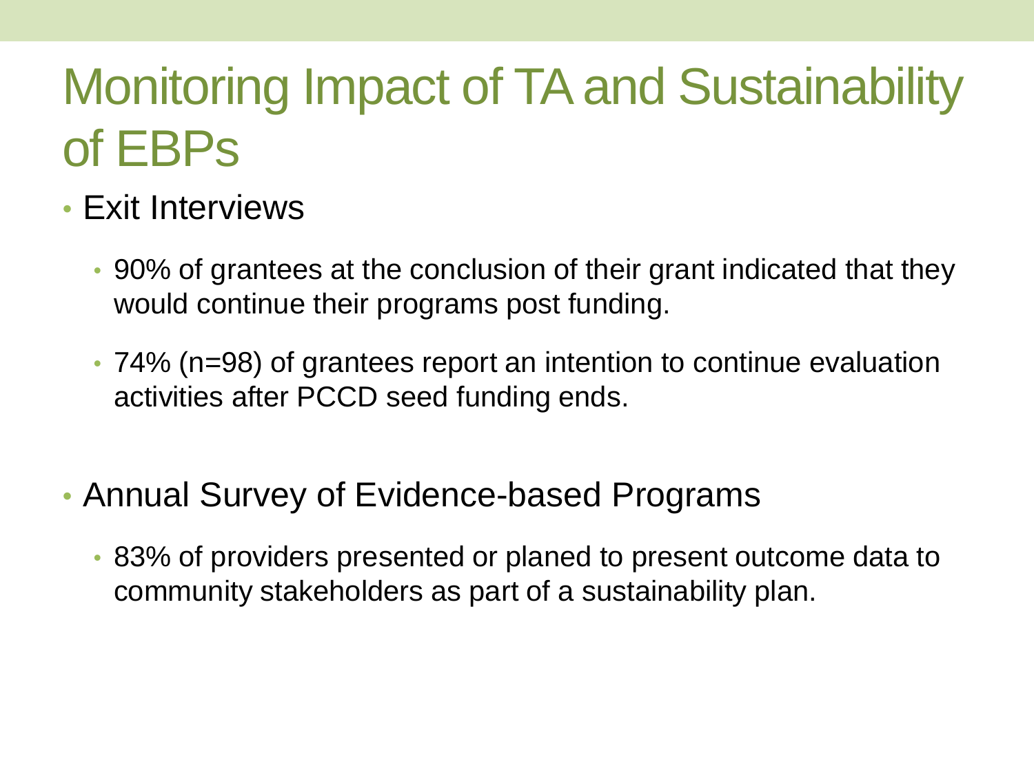# Monitoring Impact of TA and Sustainability of EBPs

- Exit Interviews
  - 90% of grantees at the conclusion of their grant indicated that they would continue their programs post funding.
  - 74% (n=98) of grantees report an intention to continue evaluation activities after PCCD seed funding ends.

- Annual Survey of Evidence-based Programs
  - 83% of providers presented or planed to present outcome data to community stakeholders as part of a sustainability plan.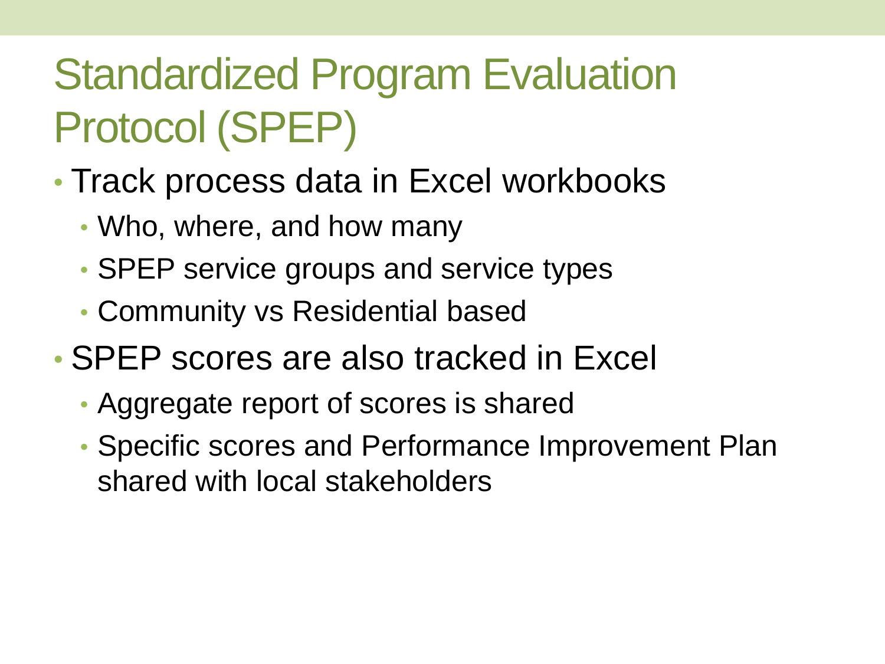# Standardized Program Evaluation Protocol (SPEP)

- Track process data in Excel workbooks
  - Who, where, and how many
  - SPEP service groups and service types
  - Community vs Residential based
- SPEP scores are also tracked in Excel
  - Aggregate report of scores is shared
  - Specific scores and Performance Improvement Plan shared with local stakeholders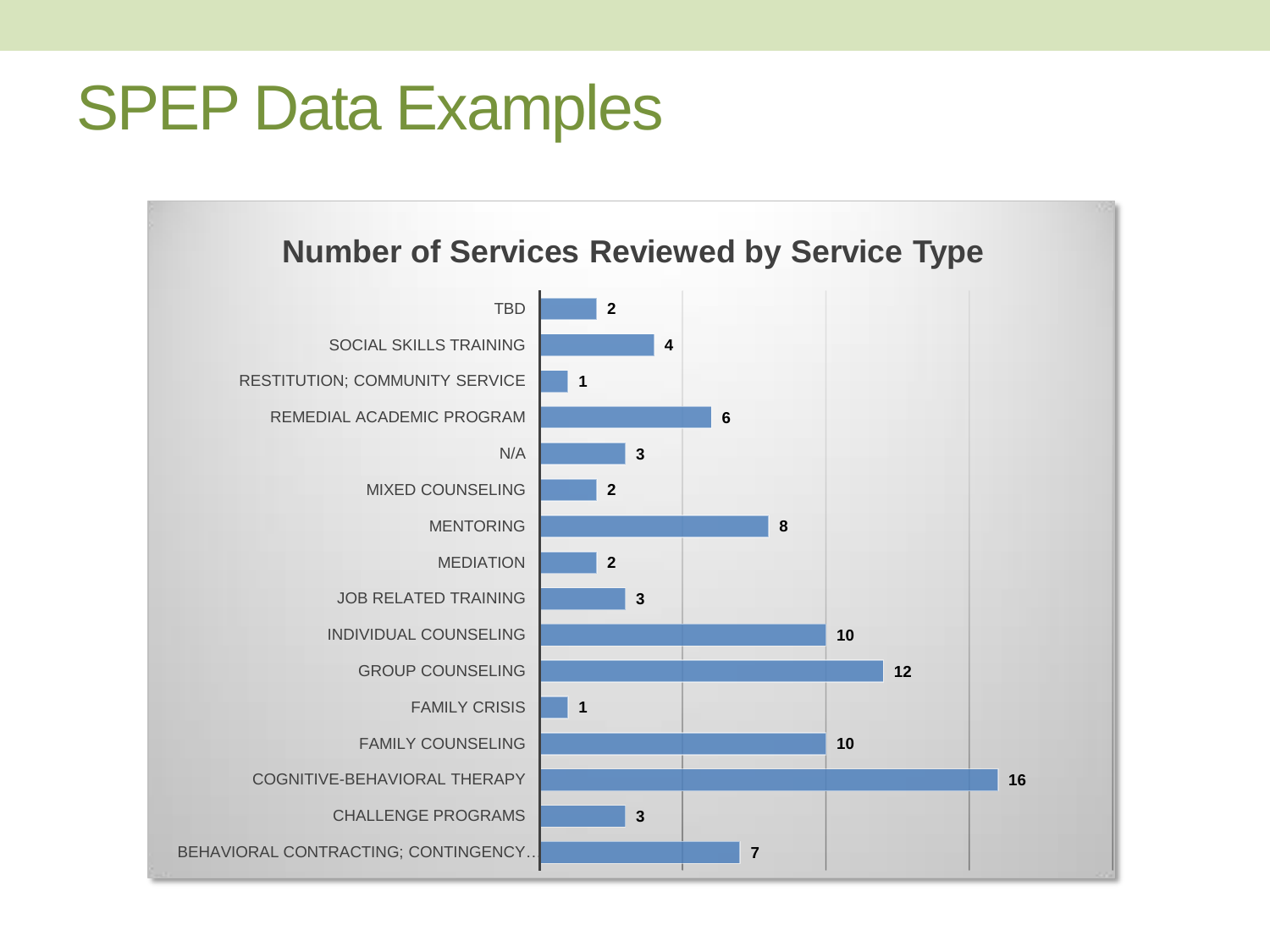# SPEP Data Examples

**Number of Services Reviewed by Service Type**

| Service Type | Number |
|---|---|
| TBD | 2 |
| SOCIAL SKILLS TRAINING | 4 |
| RESTITUTION; COMMUNITY SERVICE | 1 |
| REMEDIAL ACADEMIC PROGRAM | 6 |
| N/A | 3 |
| MIXED COUNSELING | 2 |
| MENTORING | 8 |
| MEDIATION | 2 |
| JOB RELATED TRAINING | 3 |
| INDIVIDUAL COUNSELING | 10 |
| GROUP COUNSELING | 12 |
| FAMILY CRISIS | 1 |
| FAMILY COUNSELING | 10 |
| COGNITIVE-BEHAVIORAL THERAPY | 16 |
| CHALLENGE PROGRAMS | 3 |
| BEHAVIORAL CONTRACTING; CONTINGENCY.. | 7 |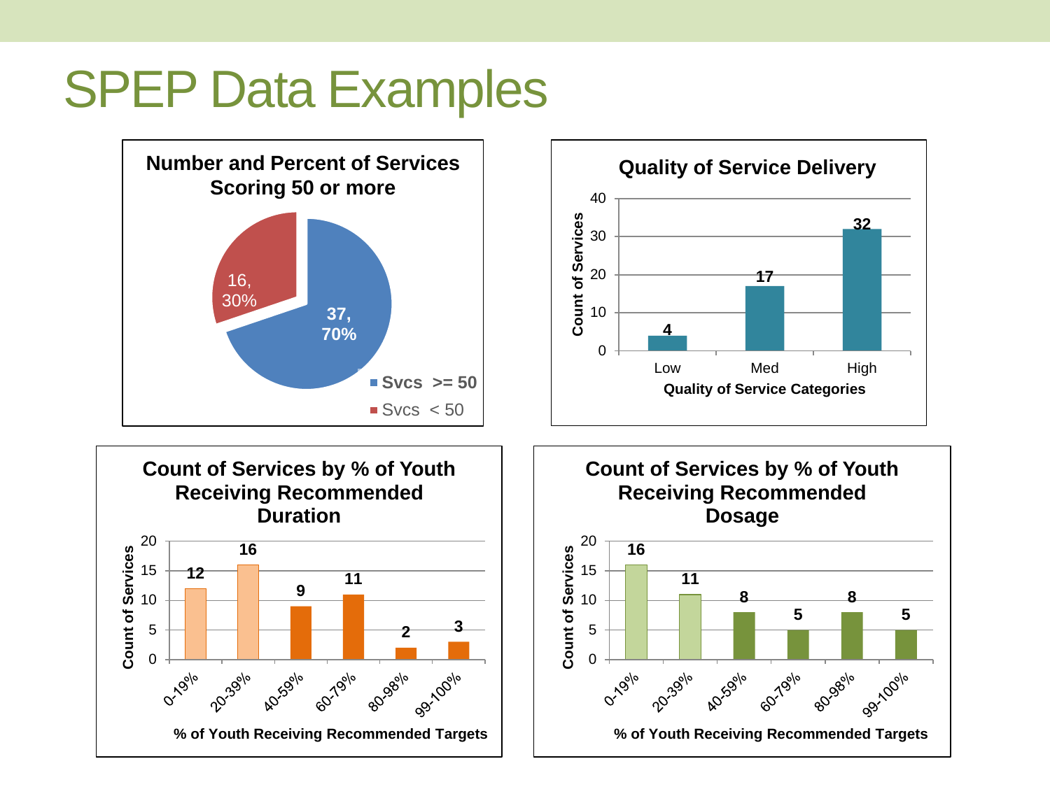# SPEP Data Examples

**Number and Percent of Services Scoring 50 or more**

| Category | Count | Percent |
|---|---|---|
| Svcs >= 50 | 37 | 70% |
| Svcs < 50 | 16 | 30% |

**Quality of Service Delivery**

| Quality of Service Categories | Count of Services |
|---|---|
| Low | 4 |
| Med | 17 |
| High | 32 |

**Count of Services by % of Youth Receiving Recommended Duration**

| % of Youth Receiving Recommended Targets | Count of Services |
|---|---|
| 0-19% | 12 |
| 20-39% | 16 |
| 40-59% | 9 |
| 60-79% | 11 |
| 80-98% | 2 |
| 99-100% | 3 |

**Count of Services by % of Youth Receiving Recommended Dosage**

| % of Youth Receiving Recommended Targets | Count of Services |
|---|---|
| 0-19% | 16 |
| 20-39% | 11 |
| 40-59% | 8 |
| 60-79% | 5 |
| 80-98% | 8 |
| 99-100% | 5 |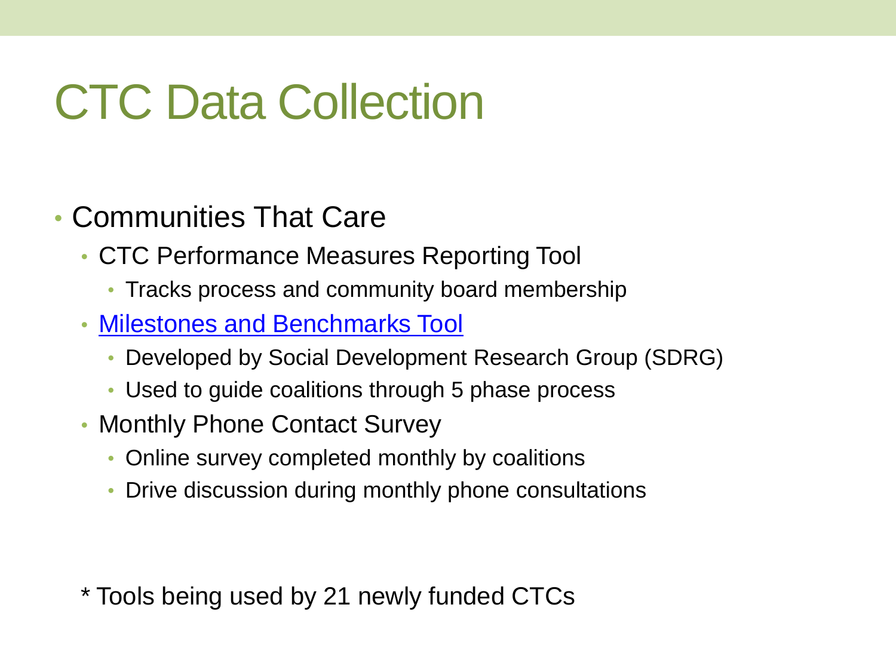# CTC Data Collection

- Communities That Care
  - CTC Performance Measures Reporting Tool
    - Tracks process and community board membership
  - Milestones and Benchmarks Tool
    - Developed by Social Development Research Group (SDRG)
    - Used to guide coalitions through 5 phase process
  - Monthly Phone Contact Survey
    - Online survey completed monthly by coalitions
    - Drive discussion during monthly phone consultations

* Tools being used by 21 newly funded CTCs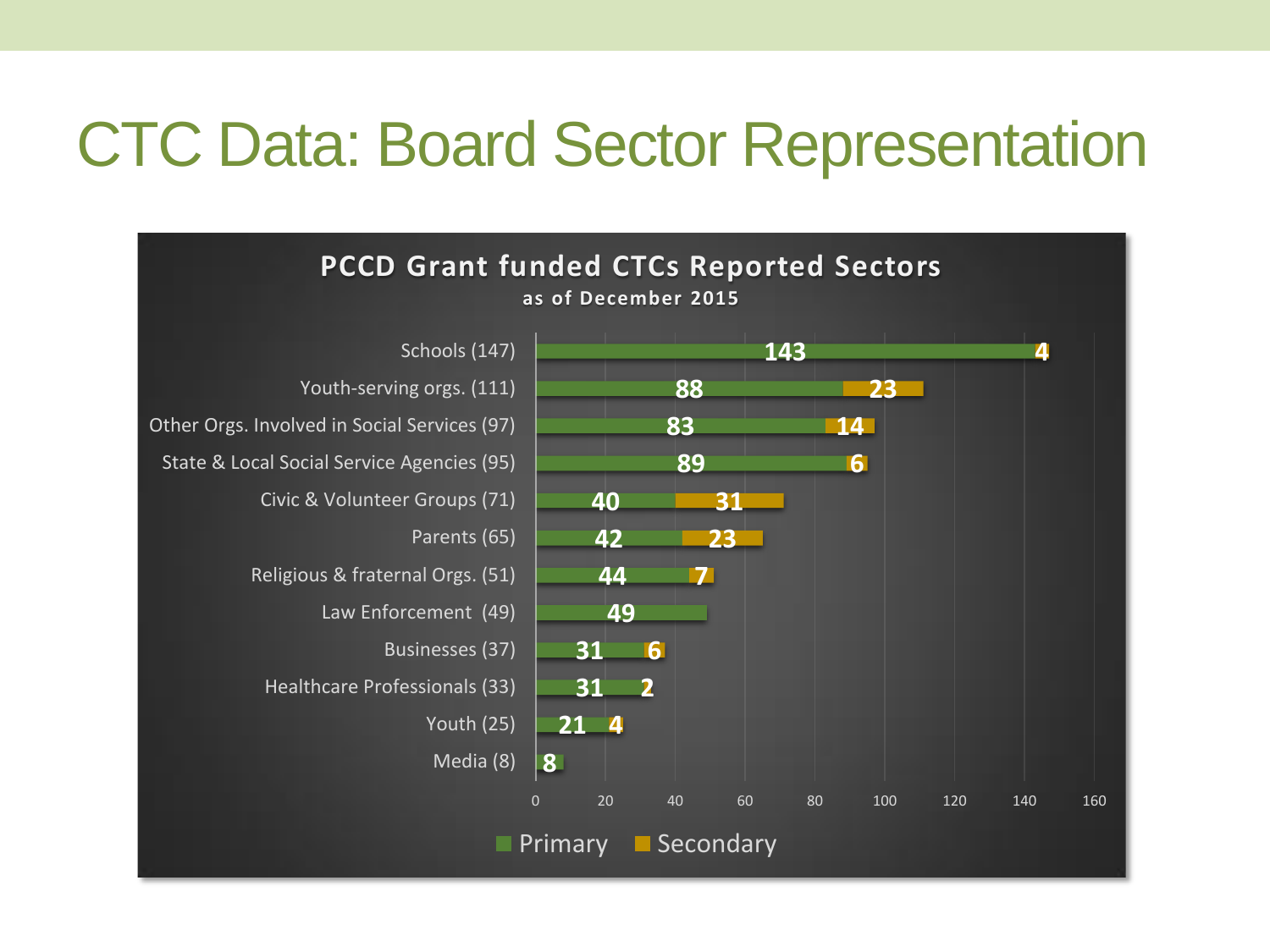# CTC Data: Board Sector Representation

**PCCD Grant funded CTCs Reported Sectors**

**as of December 2015**

| Sector | Primary | Secondary |
|---|---|---|
| Schools (147) | 143 | 4 |
| Youth-serving orgs. (111) | 88 | 23 |
| Other Orgs. Involved in Social Services (97) | 83 | 14 |
| State & Local Social Service Agencies (95) | 89 | 6 |
| Civic & Volunteer Groups (71) | 40 | 31 |
| Parents (65) | 42 | 23 |
| Religious & fraternal Orgs. (51) | 44 | 7 |
| Law Enforcement (49) | 49 | |
| Businesses (37) | 31 | 6 |
| Healthcare Professionals (33) | 31 | 2 |
| Youth (25) | 21 | 4 |
| Media (8) | 8 | |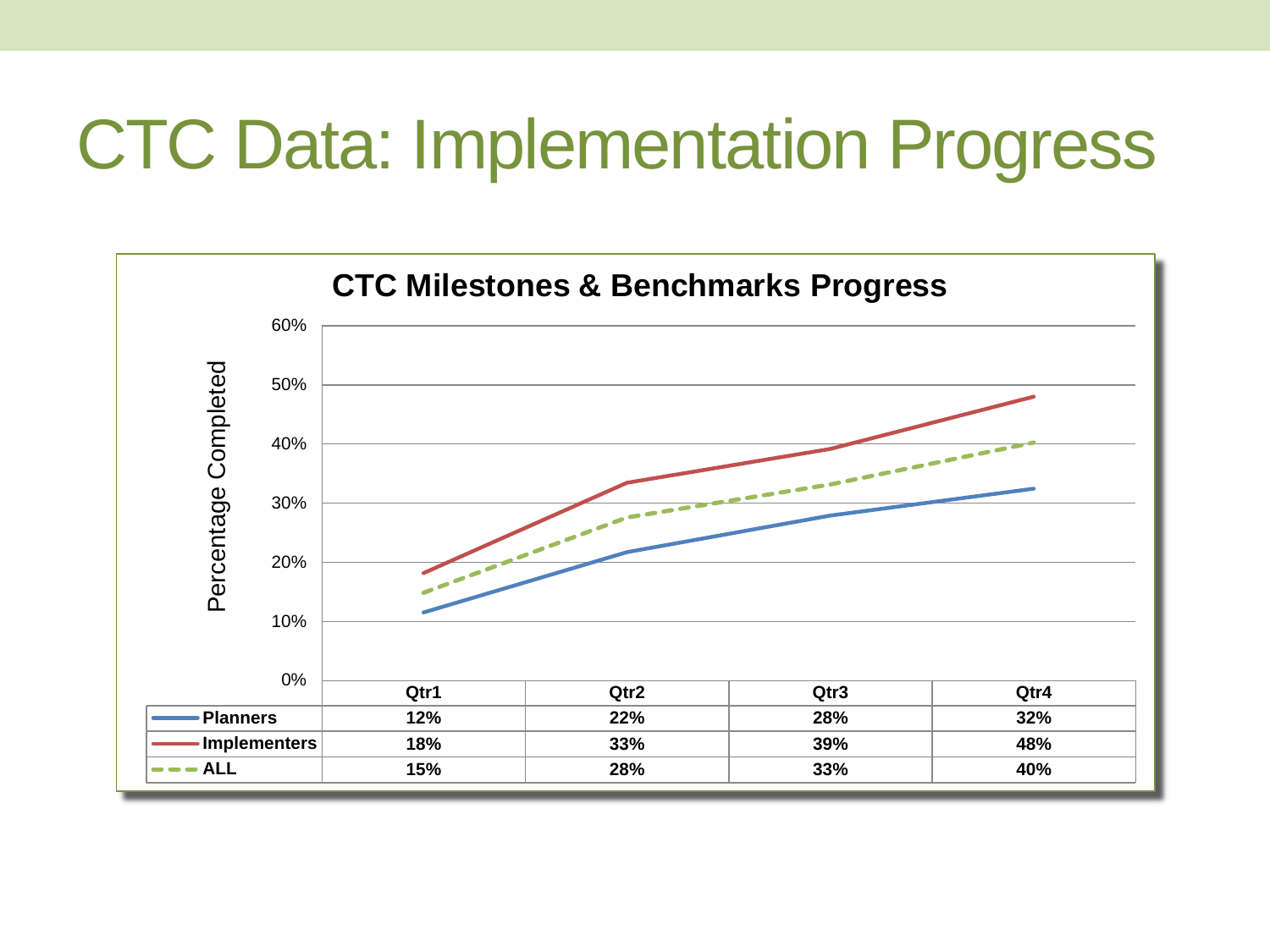# CTC Data: Implementation Progress

**CTC Milestones & Benchmarks Progress**

Percentage Completed

| | Qtr1 | Qtr2 | Qtr3 | Qtr4 |
|---|---|---|---|---|
| Planners | 12% | 22% | 28% | 32% |
| Implementers | 18% | 33% | 39% | 48% |
| ALL | 15% | 28% | 33% | 40% |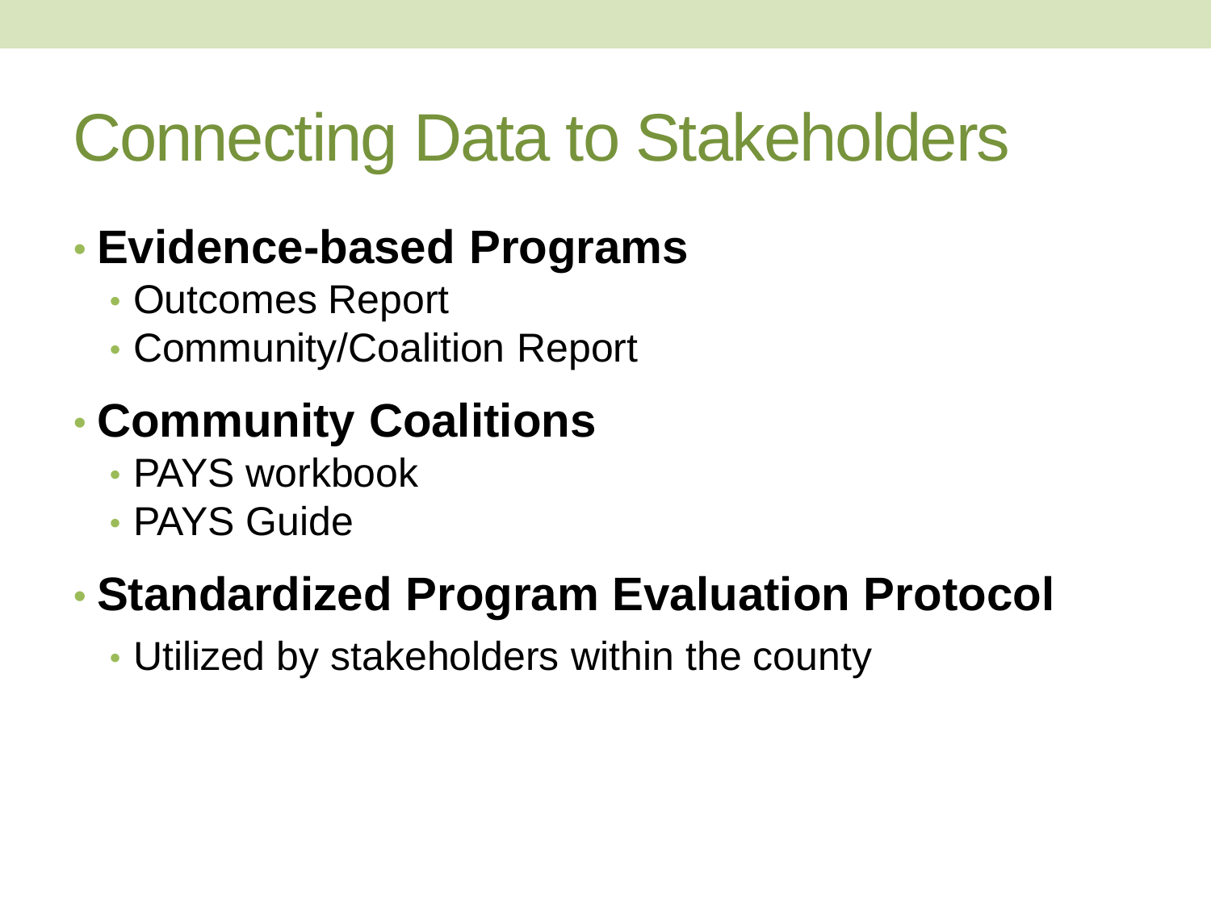# Connecting Data to Stakeholders

- **Evidence-based Programs**
  - Outcomes Report
  - Community/Coalition Report
- **Community Coalitions**
  - PAYS workbook
  - PAYS Guide
- **Standardized Program Evaluation Protocol**
  - Utilized by stakeholders within the county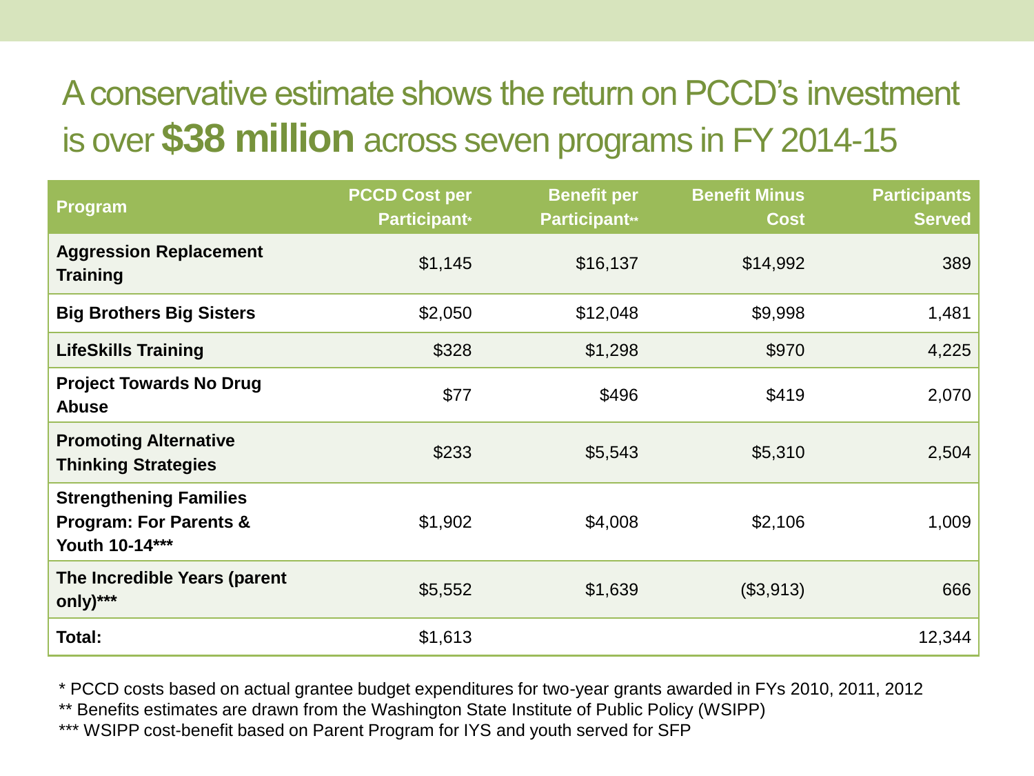# A conservative estimate shows the return on PCCD's investment is over **$38 million** across seven programs in FY 2014-15

| Program | PCCD Cost per Participant* | Benefit per Participant** | Benefit Minus Cost | Participants Served |
|---|---|---|---|---|
| **Aggression Replacement Training** | $1,145 | $16,137 | $14,992 | 389 |
| **Big Brothers Big Sisters** | $2,050 | $12,048 | $9,998 | 1,481 |
| **LifeSkills Training** | $328 | $1,298 | $970 | 4,225 |
| **Project Towards No Drug Abuse** | $77 | $496 | $419 | 2,070 |
| **Promoting Alternative Thinking Strategies** | $233 | $5,543 | $5,310 | 2,504 |
| **Strengthening Families Program: For Parents & Youth 10-14*** ** | $1,902 | $4,008 | $2,106 | 1,009 |
| **The Incredible Years (parent only)*** ** | $5,552 | $1,639 | ($3,913) | 666 |
| **Total:** | $1,613 | | | 12,344 |

\* PCCD costs based on actual grantee budget expenditures for two-year grants awarded in FYs 2010, 2011, 2012

** Benefits estimates are drawn from the Washington State Institute of Public Policy (WSIPP)

*** WSIPP cost-benefit based on Parent Program for IYS and youth served for SFP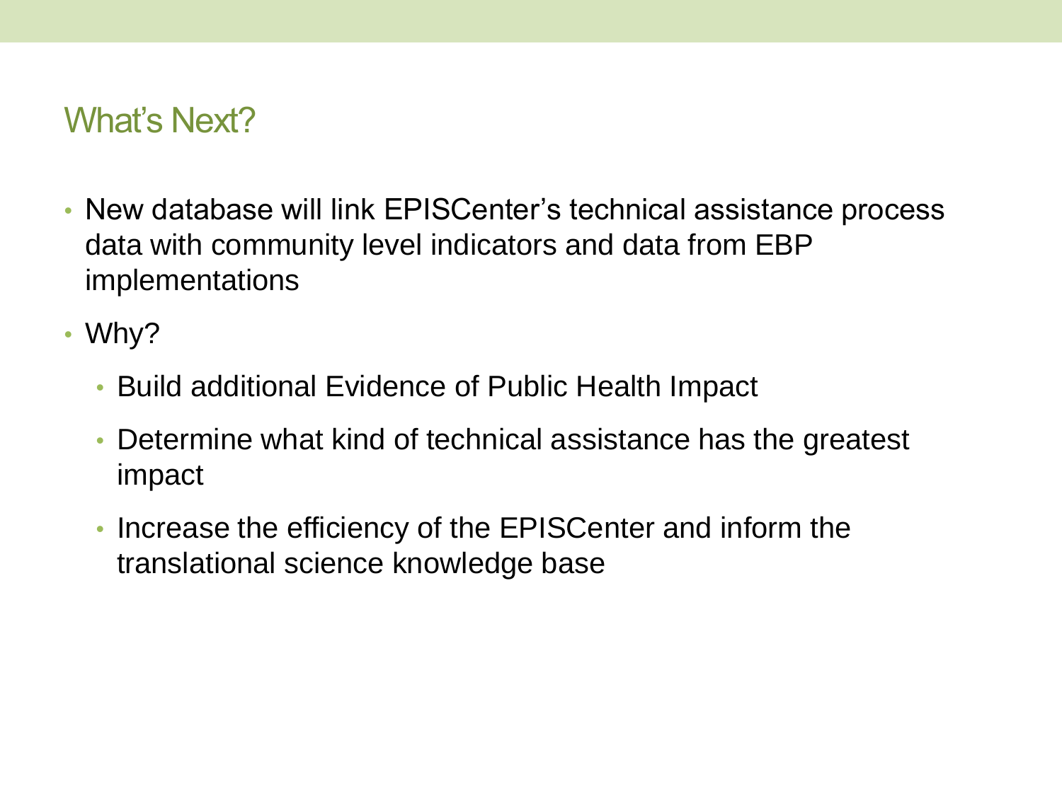## What's Next?

- New database will link EPISCenter's technical assistance process data with community level indicators and data from EBP implementations
- Why?
  - Build additional Evidence of Public Health Impact
  - Determine what kind of technical assistance has the greatest impact
  - Increase the efficiency of the EPISCenter and inform the translational science knowledge base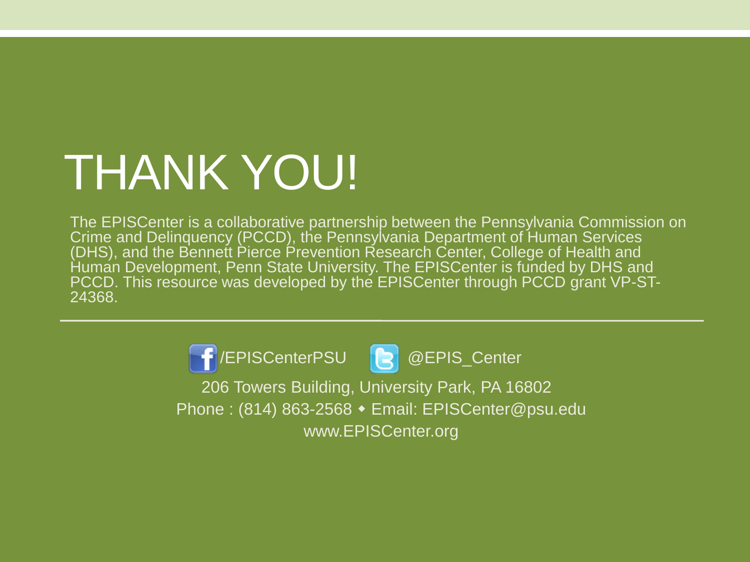# THANK YOU!

The EPISCenter is a collaborative partnership between the Pennsylvania Commission on Crime and Delinquency (PCCD), the Pennsylvania Department of Human Services (DHS), and the Bennett Pierce Prevention Research Center, College of Health and Human Development, Penn State University. The EPISCenter is funded by DHS and PCCD. This resource was developed by the EPISCenter through PCCD grant VP-ST-24368.

---

/EPISCenterPSU @EPIS_Center

206 Towers Building, University Park, PA 16802

Phone : (814) 863-2568 ◆ Email: EPISCenter@psu.edu

www.EPISCenter.org